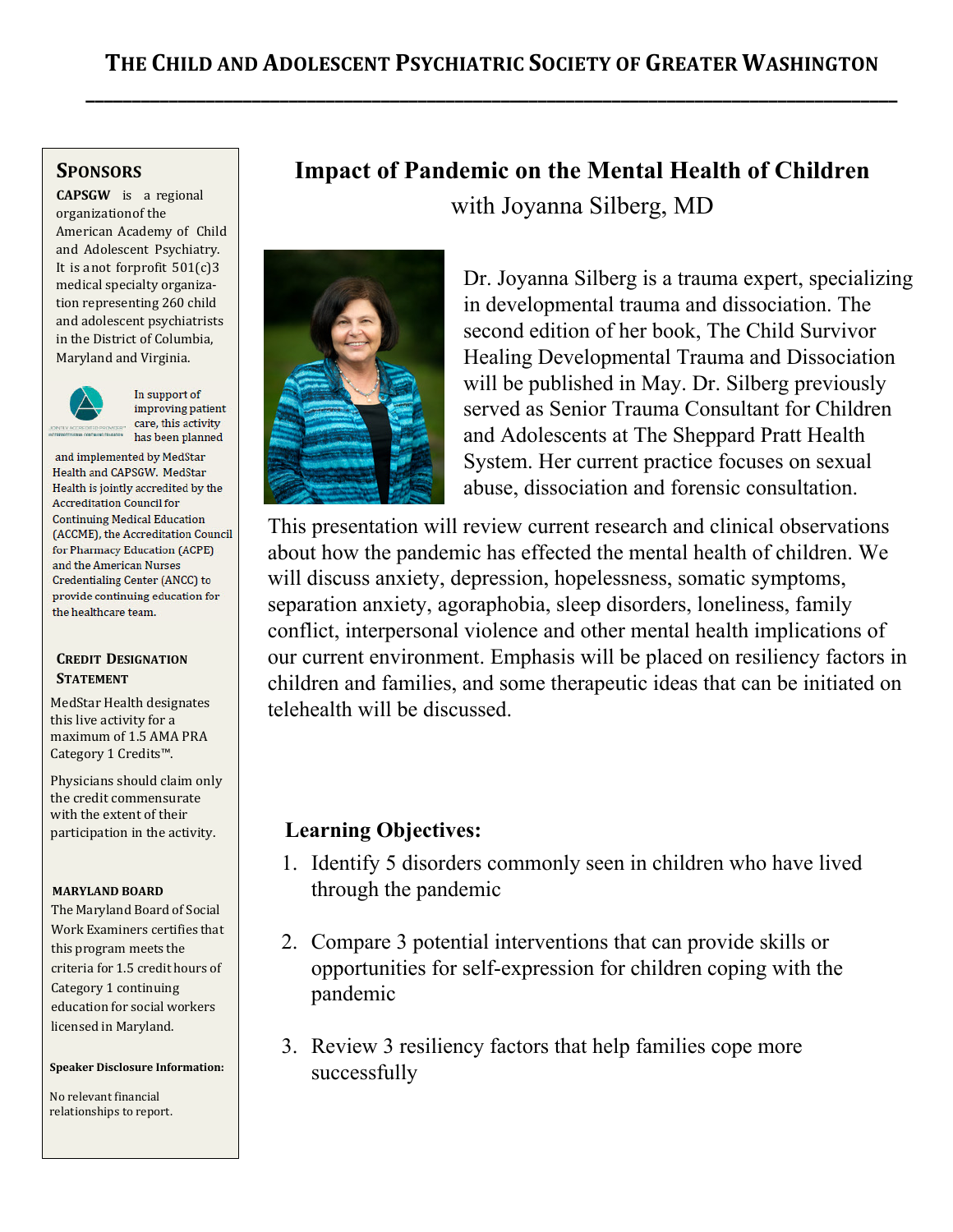# The Child and Adolescent Psychiatric Society of Greater Washington

## Impact of Pandemic on the Mental Health of Children

with Joyanna Silberg, MD

Dr. Joyanna Silberg is a trauma expert, specializing in developmental trauma and dissociation. The second edition of her book, The Child Survivor Healing Developmental Trauma and Dissociation will be published in May. Dr. Silberg previously served as Senior Trauma Consultant for Children and Adolescents at The Sheppard Pratt Health System. Her current practice focuses on sexual abuse, dissociation and forensic consultation.

This presentation will review current research and clinical observations about how the pandemic has effected the mental health of children. We will discuss anxiety, depression, hopelessness, somatic symptoms, separation anxiety, agoraphobia, sleep disorders, loneliness, family conflict, interpersonal violence and other mental health implications of our current environment. Emphasis will be placed on resiliency factors in children and families, and some therapeutic ideas that can be initiated on telehealth will be discussed.

### Learning Objectives:

1. Identify 5 disorders commonly seen in children who have lived through the pandemic
2. Compare 3 potential interventions that can provide skills or opportunities for self-expression for children coping with the pandemic
3. Review 3 resiliency factors that help families cope more successfully

### Sponsors

**CAPSGW** is a regional organization of the American Academy of Child and Adolescent Psychiatry. It is a not for profit 501(c)3 medical specialty organization representing 260 child and adolescent psychiatrists in the District of Columbia, Maryland and Virginia.

In support of improving patient care, this activity has been planned and implemented by MedStar Health and CAPSGW. MedStar Health is jointly accredited by the Accreditation Council for Continuing Medical Education (ACCME), the Accreditation Council for Pharmacy Education (ACPE) and the American Nurses Credentialing Center (ANCC) to provide continuing education for the healthcare team.

### Credit Designation Statement

MedStar Health designates this live activity for a maximum of 1.5 AMA PRA Category 1 Credits™.

Physicians should claim only the credit commensurate with the extent of their participation in the activity.

### Maryland Board

The Maryland Board of Social Work Examiners certifies that this program meets the criteria for 1.5 credit hours of Category 1 continuing education for social workers licensed in Maryland.

**Speaker Disclosure Information:**

No relevant financial relationships to report.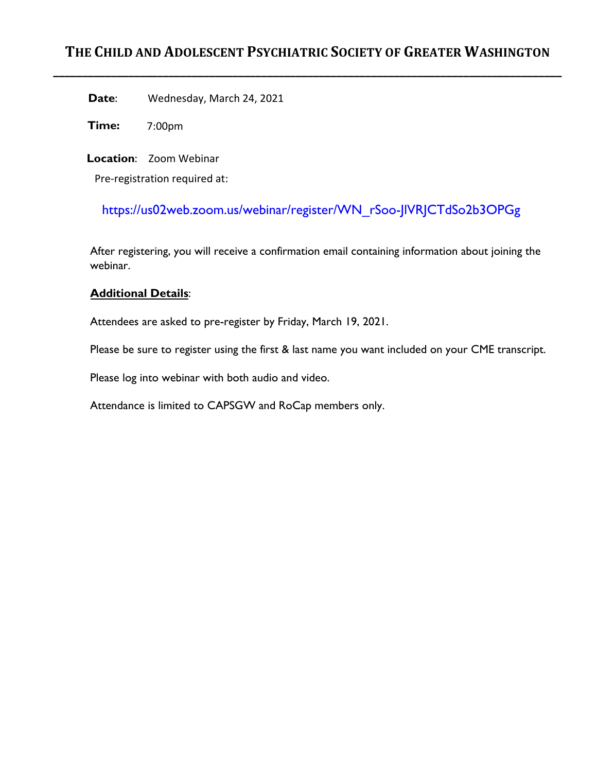# THE CHILD AND ADOLESCENT PSYCHIATRIC SOCIETY OF GREATER WASHINGTON

---

**Date**: Wednesday, March 24, 2021

**Time:** 7:00pm

**Location**: Zoom Webinar

Pre-registration required at:

https://us02web.zoom.us/webinar/register/WN_rSoo-JlVRJCTdSo2b3OPGg

After registering, you will receive a confirmation email containing information about joining the webinar.

**Additional Details**:

Attendees are asked to pre-register by Friday, March 19, 2021.

Please be sure to register using the first & last name you want included on your CME transcript.

Please log into webinar with both audio and video.

Attendance is limited to CAPSGW and RoCap members only.